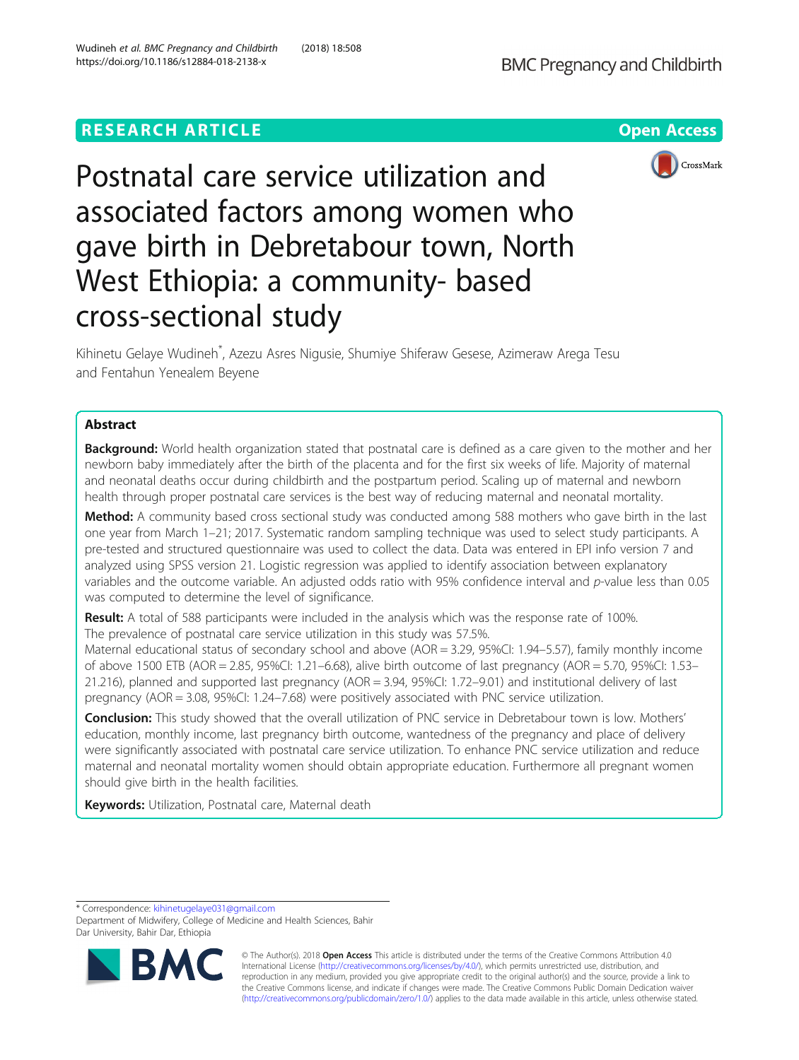RESEARCH ARTICLE

Open Access

# Postnatal care service utilization and associated factors among women who gave birth in Debretabour town, North West Ethiopia: a community- based cross-sectional study

Kihinetu Gelaye Wudineh*, Azezu Asres Nigusie, Shumiye Shiferaw Gesese, Azimeraw Arega Tesu and Fentahun Yenealem Beyene

## Abstract

**Background:** World health organization stated that postnatal care is defined as a care given to the mother and her newborn baby immediately after the birth of the placenta and for the first six weeks of life. Majority of maternal and neonatal deaths occur during childbirth and the postpartum period. Scaling up of maternal and newborn health through proper postnatal care services is the best way of reducing maternal and neonatal mortality.

**Method:** A community based cross sectional study was conducted among 588 mothers who gave birth in the last one year from March 1–21; 2017. Systematic random sampling technique was used to select study participants. A pre-tested and structured questionnaire was used to collect the data. Data was entered in EPI info version 7 and analyzed using SPSS version 21. Logistic regression was applied to identify association between explanatory variables and the outcome variable. An adjusted odds ratio with 95% confidence interval and *p*-value less than 0.05 was computed to determine the level of significance.

**Result:** A total of 588 participants were included in the analysis which was the response rate of 100%. The prevalence of postnatal care service utilization in this study was 57.5%.
Maternal educational status of secondary school and above (AOR = 3.29, 95%CI: 1.94–5.57), family monthly income of above 1500 ETB (AOR = 2.85, 95%CI: 1.21–6.68), alive birth outcome of last pregnancy (AOR = 5.70, 95%CI: 1.53–21.216), planned and supported last pregnancy (AOR = 3.94, 95%CI: 1.72–9.01) and institutional delivery of last pregnancy (AOR = 3.08, 95%CI: 1.24–7.68) were positively associated with PNC service utilization.

**Conclusion:** This study showed that the overall utilization of PNC service in Debretabour town is low. Mothers' education, monthly income, last pregnancy birth outcome, wantedness of the pregnancy and place of delivery were significantly associated with postnatal care service utilization. To enhance PNC service utilization and reduce maternal and neonatal mortality women should obtain appropriate education. Furthermore all pregnant women should give birth in the health facilities.

**Keywords:** Utilization, Postnatal care, Maternal death

---

* Correspondence: kihinetugelaye031@gmail.com
Department of Midwifery, College of Medicine and Health Sciences, Bahir Dar University, Bahir Dar, Ethiopia

© The Author(s). 2018 **Open Access** This article is distributed under the terms of the Creative Commons Attribution 4.0 International License (http://creativecommons.org/licenses/by/4.0/), which permits unrestricted use, distribution, and reproduction in any medium, provided you give appropriate credit to the original author(s) and the source, provide a link to the Creative Commons license, and indicate if changes were made. The Creative Commons Public Domain Dedication waiver (http://creativecommons.org/publicdomain/zero/1.0/) applies to the data made available in this article, unless otherwise stated.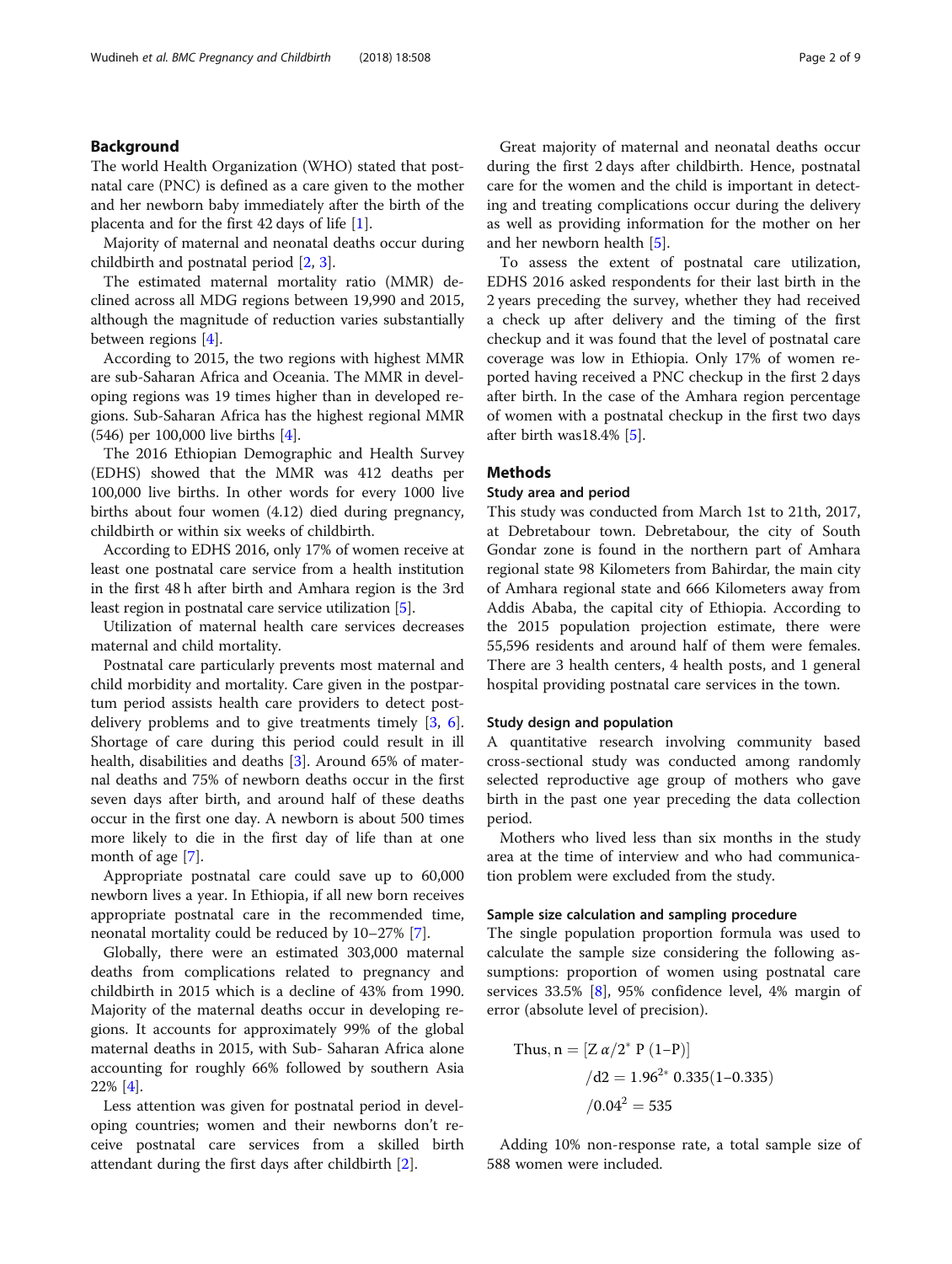## Background

The world Health Organization (WHO) stated that postnatal care (PNC) is defined as a care given to the mother and her newborn baby immediately after the birth of the placenta and for the first 42 days of life [1].

Majority of maternal and neonatal deaths occur during childbirth and postnatal period [2, 3].

The estimated maternal mortality ratio (MMR) declined across all MDG regions between 19,990 and 2015, although the magnitude of reduction varies substantially between regions [4].

According to 2015, the two regions with highest MMR are sub-Saharan Africa and Oceania. The MMR in developing regions was 19 times higher than in developed regions. Sub-Saharan Africa has the highest regional MMR (546) per 100,000 live births [4].

The 2016 Ethiopian Demographic and Health Survey (EDHS) showed that the MMR was 412 deaths per 100,000 live births. In other words for every 1000 live births about four women (4.12) died during pregnancy, childbirth or within six weeks of childbirth.

According to EDHS 2016, only 17% of women receive at least one postnatal care service from a health institution in the first 48 h after birth and Amhara region is the 3rd least region in postnatal care service utilization [5].

Utilization of maternal health care services decreases maternal and child mortality.

Postnatal care particularly prevents most maternal and child morbidity and mortality. Care given in the postpartum period assists health care providers to detect post-delivery problems and to give treatments timely [3, 6]. Shortage of care during this period could result in ill health, disabilities and deaths [3]. Around 65% of maternal deaths and 75% of newborn deaths occur in the first seven days after birth, and around half of these deaths occur in the first one day. A newborn is about 500 times more likely to die in the first day of life than at one month of age [7].

Appropriate postnatal care could save up to 60,000 newborn lives a year. In Ethiopia, if all new born receives appropriate postnatal care in the recommended time, neonatal mortality could be reduced by 10–27% [7].

Globally, there were an estimated 303,000 maternal deaths from complications related to pregnancy and childbirth in 2015 which is a decline of 43% from 1990. Majority of the maternal deaths occur in developing regions. It accounts for approximately 99% of the global maternal deaths in 2015, with Sub- Saharan Africa alone accounting for roughly 66% followed by southern Asia 22% [4].

Less attention was given for postnatal period in developing countries; women and their newborns don't receive postnatal care services from a skilled birth attendant during the first days after childbirth [2].

Great majority of maternal and neonatal deaths occur during the first 2 days after childbirth. Hence, postnatal care for the women and the child is important in detecting and treating complications occur during the delivery as well as providing information for the mother on her and her newborn health [5].

To assess the extent of postnatal care utilization, EDHS 2016 asked respondents for their last birth in the 2 years preceding the survey, whether they had received a check up after delivery and the timing of the first checkup and it was found that the level of postnatal care coverage was low in Ethiopia. Only 17% of women reported having received a PNC checkup in the first 2 days after birth. In the case of the Amhara region percentage of women with a postnatal checkup in the first two days after birth was18.4% [5].

## Methods

### Study area and period

This study was conducted from March 1st to 21th, 2017, at Debretabour town. Debretabour, the city of South Gondar zone is found in the northern part of Amhara regional state 98 Kilometers from Bahirdar, the main city of Amhara regional state and 666 Kilometers away from Addis Ababa, the capital city of Ethiopia. According to the 2015 population projection estimate, there were 55,596 residents and around half of them were females. There are 3 health centers, 4 health posts, and 1 general hospital providing postnatal care services in the town.

### Study design and population

A quantitative research involving community based cross-sectional study was conducted among randomly selected reproductive age group of mothers who gave birth in the past one year preceding the data collection period.

Mothers who lived less than six months in the study area at the time of interview and who had communication problem were excluded from the study.

### Sample size calculation and sampling procedure

The single population proportion formula was used to calculate the sample size considering the following assumptions: proportion of women using postnatal care services 33.5% [8], 95% confidence level, 4% margin of error (absolute level of precision).

$$\text{Thus, } n = [Z\,\alpha/2^{*}\,P\,(1\text{–}P)]$$
$$/d2 = 1.96^{2*}\,0.335(1\text{–}0.335)$$
$$/0.04^{2} = 535$$

Adding 10% non-response rate, a total sample size of 588 women were included.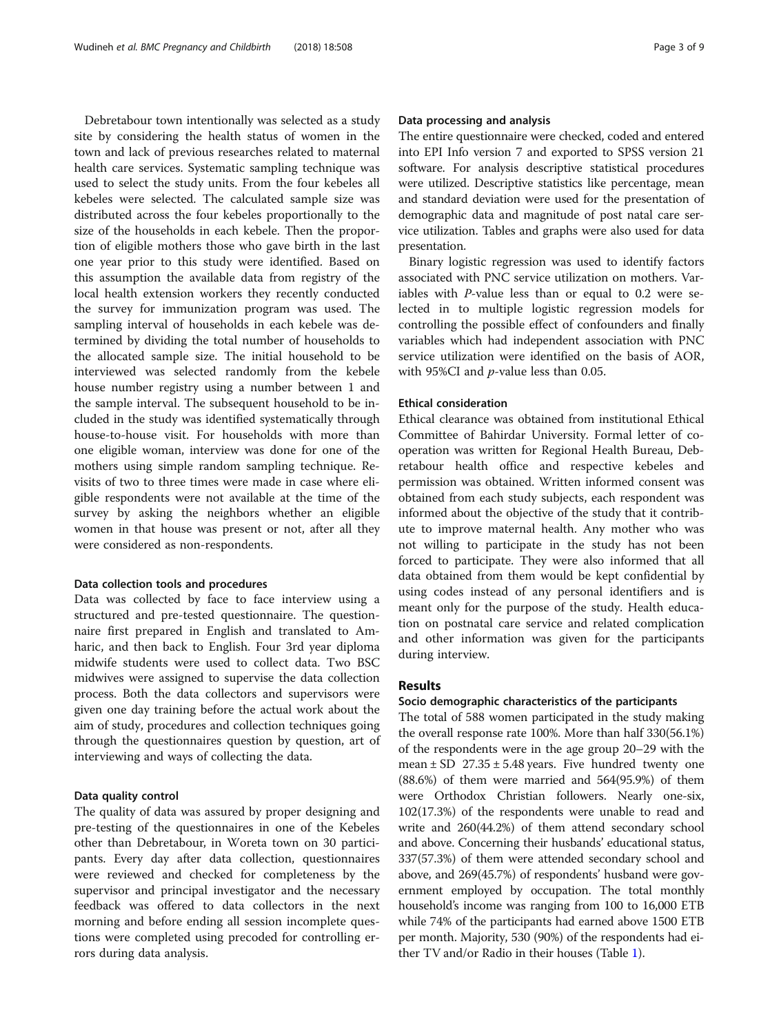Debretabour town intentionally was selected as a study site by considering the health status of women in the town and lack of previous researches related to maternal health care services. Systematic sampling technique was used to select the study units. From the four kebeles all kebeles were selected. The calculated sample size was distributed across the four kebeles proportionally to the size of the households in each kebele. Then the proportion of eligible mothers those who gave birth in the last one year prior to this study were identified. Based on this assumption the available data from registry of the local health extension workers they recently conducted the survey for immunization program was used. The sampling interval of households in each kebele was determined by dividing the total number of households to the allocated sample size. The initial household to be interviewed was selected randomly from the kebele house number registry using a number between 1 and the sample interval. The subsequent household to be included in the study was identified systematically through house-to-house visit. For households with more than one eligible woman, interview was done for one of the mothers using simple random sampling technique. Revisits of two to three times were made in case where eligible respondents were not available at the time of the survey by asking the neighbors whether an eligible women in that house was present or not, after all they were considered as non-respondents.

#### Data collection tools and procedures

Data was collected by face to face interview using a structured and pre-tested questionnaire. The questionnaire first prepared in English and translated to Amharic, and then back to English. Four 3rd year diploma midwife students were used to collect data. Two BSC midwives were assigned to supervise the data collection process. Both the data collectors and supervisors were given one day training before the actual work about the aim of study, procedures and collection techniques going through the questionnaires question by question, art of interviewing and ways of collecting the data.

#### Data quality control

The quality of data was assured by proper designing and pre-testing of the questionnaires in one of the Kebeles other than Debretabour, in Woreta town on 30 participants. Every day after data collection, questionnaires were reviewed and checked for completeness by the supervisor and principal investigator and the necessary feedback was offered to data collectors in the next morning and before ending all session incomplete questions were completed using precoded for controlling errors during data analysis.

#### Data processing and analysis

The entire questionnaire were checked, coded and entered into EPI Info version 7 and exported to SPSS version 21 software. For analysis descriptive statistical procedures were utilized. Descriptive statistics like percentage, mean and standard deviation were used for the presentation of demographic data and magnitude of post natal care service utilization. Tables and graphs were also used for data presentation.

Binary logistic regression was used to identify factors associated with PNC service utilization on mothers. Variables with *P*-value less than or equal to 0.2 were selected in to multiple logistic regression models for controlling the possible effect of confounders and finally variables which had independent association with PNC service utilization were identified on the basis of AOR, with 95%CI and *p*-value less than 0.05.

#### Ethical consideration

Ethical clearance was obtained from institutional Ethical Committee of Bahirdar University. Formal letter of cooperation was written for Regional Health Bureau, Debretabour health office and respective kebeles and permission was obtained. Written informed consent was obtained from each study subjects, each respondent was informed about the objective of the study that it contribute to improve maternal health. Any mother who was not willing to participate in the study has not been forced to participate. They were also informed that all data obtained from them would be kept confidential by using codes instead of any personal identifiers and is meant only for the purpose of the study. Health education on postnatal care service and related complication and other information was given for the participants during interview.

## Results

#### Socio demographic characteristics of the participants

The total of 588 women participated in the study making the overall response rate 100%. More than half 330(56.1%) of the respondents were in the age group 20–29 with the mean ± SD 27.35 ± 5.48 years. Five hundred twenty one (88.6%) of them were married and 564(95.9%) of them were Orthodox Christian followers. Nearly one-six, 102(17.3%) of the respondents were unable to read and write and 260(44.2%) of them attend secondary school and above. Concerning their husbands' educational status, 337(57.3%) of them were attended secondary school and above, and 269(45.7%) of respondents' husband were government employed by occupation. The total monthly household's income was ranging from 100 to 16,000 ETB while 74% of the participants had earned above 1500 ETB per month. Majority, 530 (90%) of the respondents had either TV and/or Radio in their houses (Table 1).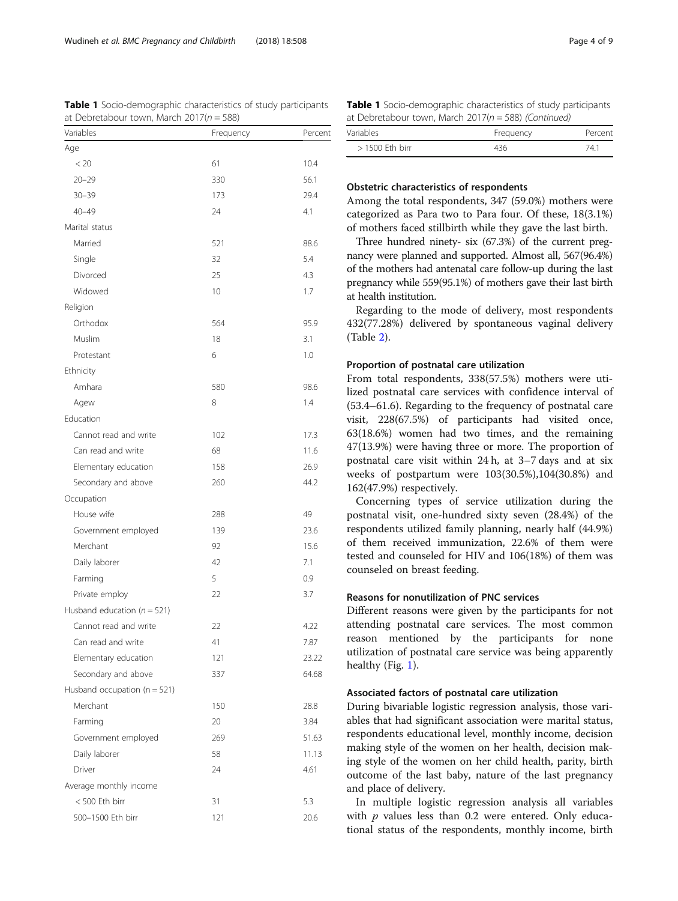**Table 1** Socio-demographic characteristics of study participants at Debretabour town, March 2017($n = 588$)

| Variables | Frequency | Percent |
|---|---|---|
| Age | | |
| < 20 | 61 | 10.4 |
| 20–29 | 330 | 56.1 |
| 30–39 | 173 | 29.4 |
| 40–49 | 24 | 4.1 |
| Marital status | | |
| Married | 521 | 88.6 |
| Single | 32 | 5.4 |
| Divorced | 25 | 4.3 |
| Widowed | 10 | 1.7 |
| Religion | | |
| Orthodox | 564 | 95.9 |
| Muslim | 18 | 3.1 |
| Protestant | 6 | 1.0 |
| Ethnicity | | |
| Amhara | 580 | 98.6 |
| Agew | 8 | 1.4 |
| Education | | |
| Cannot read and write | 102 | 17.3 |
| Can read and write | 68 | 11.6 |
| Elementary education | 158 | 26.9 |
| Secondary and above | 260 | 44.2 |
| Occupation | | |
| House wife | 288 | 49 |
| Government employed | 139 | 23.6 |
| Merchant | 92 | 15.6 |
| Daily laborer | 42 | 7.1 |
| Farming | 5 | 0.9 |
| Private employ | 22 | 3.7 |
| Husband education ($n = 521$) | | |
| Cannot read and write | 22 | 4.22 |
| Can read and write | 41 | 7.87 |
| Elementary education | 121 | 23.22 |
| Secondary and above | 337 | 64.68 |
| Husband occupation ($n = 521$) | | |
| Merchant | 150 | 28.8 |
| Farming | 20 | 3.84 |
| Government employed | 269 | 51.63 |
| Daily laborer | 58 | 11.13 |
| Driver | 24 | 4.61 |
| Average monthly income | | |
| < 500 Eth birr | 31 | 5.3 |
| 500–1500 Eth birr | 121 | 20.6 |
| > 1500 Eth birr | 436 | 74.1 |

### Obstetric characteristics of respondents

Among the total respondents, 347 (59.0%) mothers were categorized as Para two to Para four. Of these, 18(3.1%) of mothers faced stillbirth while they gave the last birth.

Three hundred ninety- six (67.3%) of the current pregnancy were planned and supported. Almost all, 567(96.4%) of the mothers had antenatal care follow-up during the last pregnancy while 559(95.1%) of mothers gave their last birth at health institution.

Regarding to the mode of delivery, most respondents 432(77.28%) delivered by spontaneous vaginal delivery (Table 2).

### Proportion of postnatal care utilization

From total respondents, 338(57.5%) mothers were utilized postnatal care services with confidence interval of (53.4–61.6). Regarding to the frequency of postnatal care visit, 228(67.5%) of participants had visited once, 63(18.6%) women had two times, and the remaining 47(13.9%) were having three or more. The proportion of postnatal care visit within 24 h, at 3–7 days and at six weeks of postpartum were 103(30.5%),104(30.8%) and 162(47.9%) respectively.

Concerning types of service utilization during the postnatal visit, one-hundred sixty seven (28.4%) of the respondents utilized family planning, nearly half (44.9%) of them received immunization, 22.6% of them were tested and counseled for HIV and 106(18%) of them was counseled on breast feeding.

### Reasons for nonutilization of PNC services

Different reasons were given by the participants for not attending postnatal care services. The most common reason mentioned by the participants for none utilization of postnatal care service was being apparently healthy (Fig. 1).

### Associated factors of postnatal care utilization

During bivariable logistic regression analysis, those variables that had significant association were marital status, respondents educational level, monthly income, decision making style of the women on her health, decision making style of the women on her child health, parity, birth outcome of the last baby, nature of the last pregnancy and place of delivery.

In multiple logistic regression analysis all variables with $p$ values less than 0.2 were entered. Only educational status of the respondents, monthly income, birth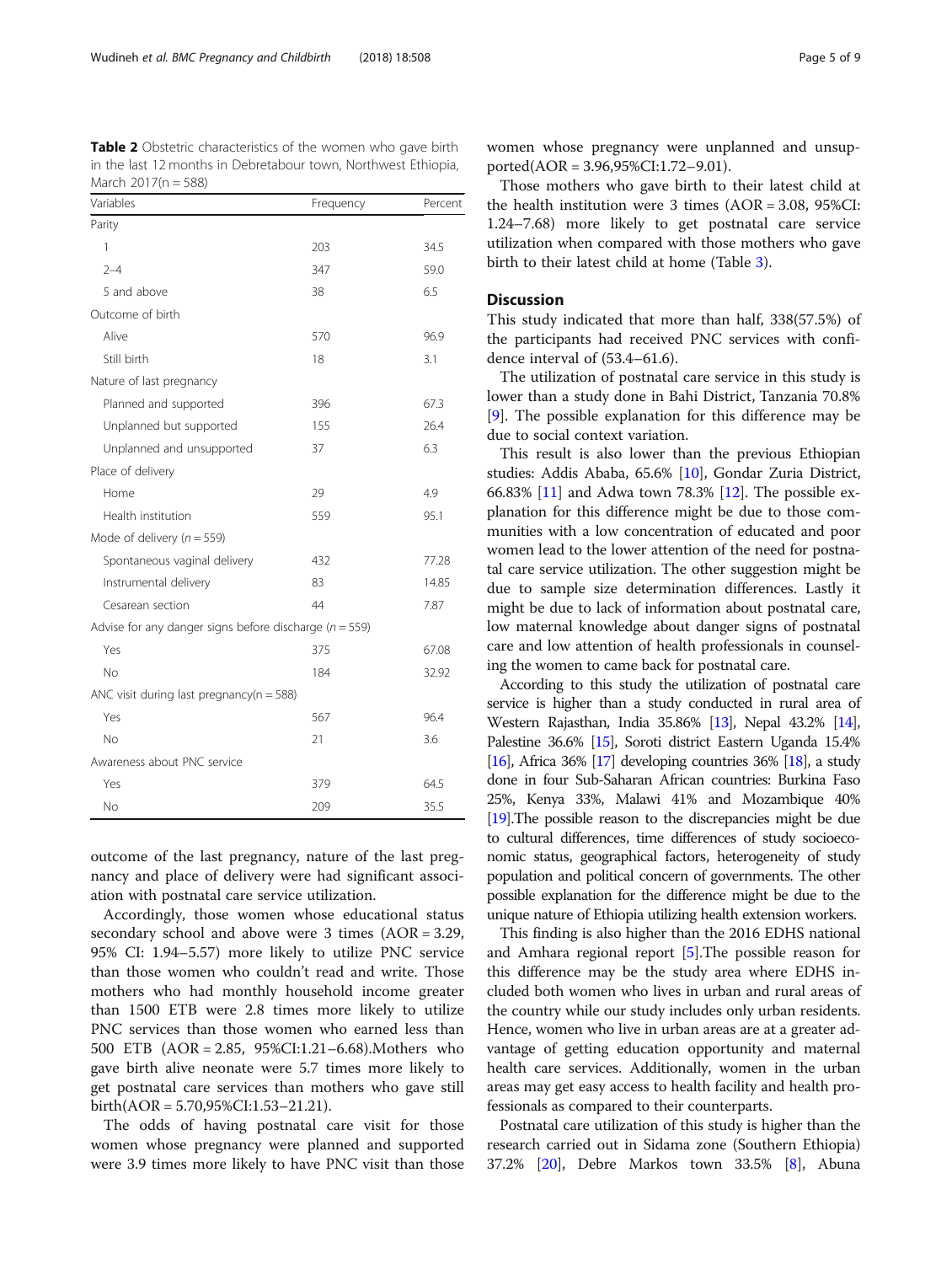**Table 2** Obstetric characteristics of the women who gave birth in the last 12 months in Debretabour town, Northwest Ethiopia, March 2017(n = 588)

| Variables | Frequency | Percent |
|---|---|---|
| Parity | | |
| 1 | 203 | 34.5 |
| 2–4 | 347 | 59.0 |
| 5 and above | 38 | 6.5 |
| Outcome of birth | | |
| Alive | 570 | 96.9 |
| Still birth | 18 | 3.1 |
| Nature of last pregnancy | | |
| Planned and supported | 396 | 67.3 |
| Unplanned but supported | 155 | 26.4 |
| Unplanned and unsupported | 37 | 6.3 |
| Place of delivery | | |
| Home | 29 | 4.9 |
| Health institution | 559 | 95.1 |
| Mode of delivery (*n* = 559) | | |
| Spontaneous vaginal delivery | 432 | 77.28 |
| Instrumental delivery | 83 | 14.85 |
| Cesarean section | 44 | 7.87 |
| Advise for any danger signs before discharge (*n* = 559) | | |
| Yes | 375 | 67.08 |
| No | 184 | 32.92 |
| ANC visit during last pregnancy(n = 588) | | |
| Yes | 567 | 96.4 |
| No | 21 | 3.6 |
| Awareness about PNC service | | |
| Yes | 379 | 64.5 |
| No | 209 | 35.5 |

outcome of the last pregnancy, nature of the last pregnancy and place of delivery were had significant association with postnatal care service utilization.

Accordingly, those women whose educational status secondary school and above were 3 times (AOR = 3.29, 95% CI: 1.94–5.57) more likely to utilize PNC service than those women who couldn't read and write. Those mothers who had monthly household income greater than 1500 ETB were 2.8 times more likely to utilize PNC services than those women who earned less than 500 ETB (AOR = 2.85, 95%CI:1.21–6.68).Mothers who gave birth alive neonate were 5.7 times more likely to get postnatal care services than mothers who gave still birth(AOR = 5.70,95%CI:1.53–21.21).

The odds of having postnatal care visit for those women whose pregnancy were planned and supported were 3.9 times more likely to have PNC visit than those women whose pregnancy were unplanned and unsupported(AOR = 3.96,95%CI:1.72–9.01).

Those mothers who gave birth to their latest child at the health institution were 3 times (AOR = 3.08, 95%CI: 1.24–7.68) more likely to get postnatal care service utilization when compared with those mothers who gave birth to their latest child at home (Table 3).

## Discussion

This study indicated that more than half, 338(57.5%) of the participants had received PNC services with confidence interval of (53.4–61.6).

The utilization of postnatal care service in this study is lower than a study done in Bahi District, Tanzania 70.8% [9]. The possible explanation for this difference may be due to social context variation.

This result is also lower than the previous Ethiopian studies: Addis Ababa, 65.6% [10], Gondar Zuria District, 66.83% [11] and Adwa town 78.3% [12]. The possible explanation for this difference might be due to those communities with a low concentration of educated and poor women lead to the lower attention of the need for postnatal care service utilization. The other suggestion might be due to sample size determination differences. Lastly it might be due to lack of information about postnatal care, low maternal knowledge about danger signs of postnatal care and low attention of health professionals in counseling the women to came back for postnatal care.

According to this study the utilization of postnatal care service is higher than a study conducted in rural area of Western Rajasthan, India 35.86% [13], Nepal 43.2% [14], Palestine 36.6% [15], Soroti district Eastern Uganda 15.4% [16], Africa 36% [17] developing countries 36% [18], a study done in four Sub-Saharan African countries: Burkina Faso 25%, Kenya 33%, Malawi 41% and Mozambique 40% [19].The possible reason to the discrepancies might be due to cultural differences, time differences of study socioeconomic status, geographical factors, heterogeneity of study population and political concern of governments. The other possible explanation for the difference might be due to the unique nature of Ethiopia utilizing health extension workers.

This finding is also higher than the 2016 EDHS national and Amhara regional report [5].The possible reason for this difference may be the study area where EDHS included both women who lives in urban and rural areas of the country while our study includes only urban residents. Hence, women who live in urban areas are at a greater advantage of getting education opportunity and maternal health care services. Additionally, women in the urban areas may get easy access to health facility and health professionals as compared to their counterparts.

Postnatal care utilization of this study is higher than the research carried out in Sidama zone (Southern Ethiopia) 37.2% [20], Debre Markos town 33.5% [8], Abuna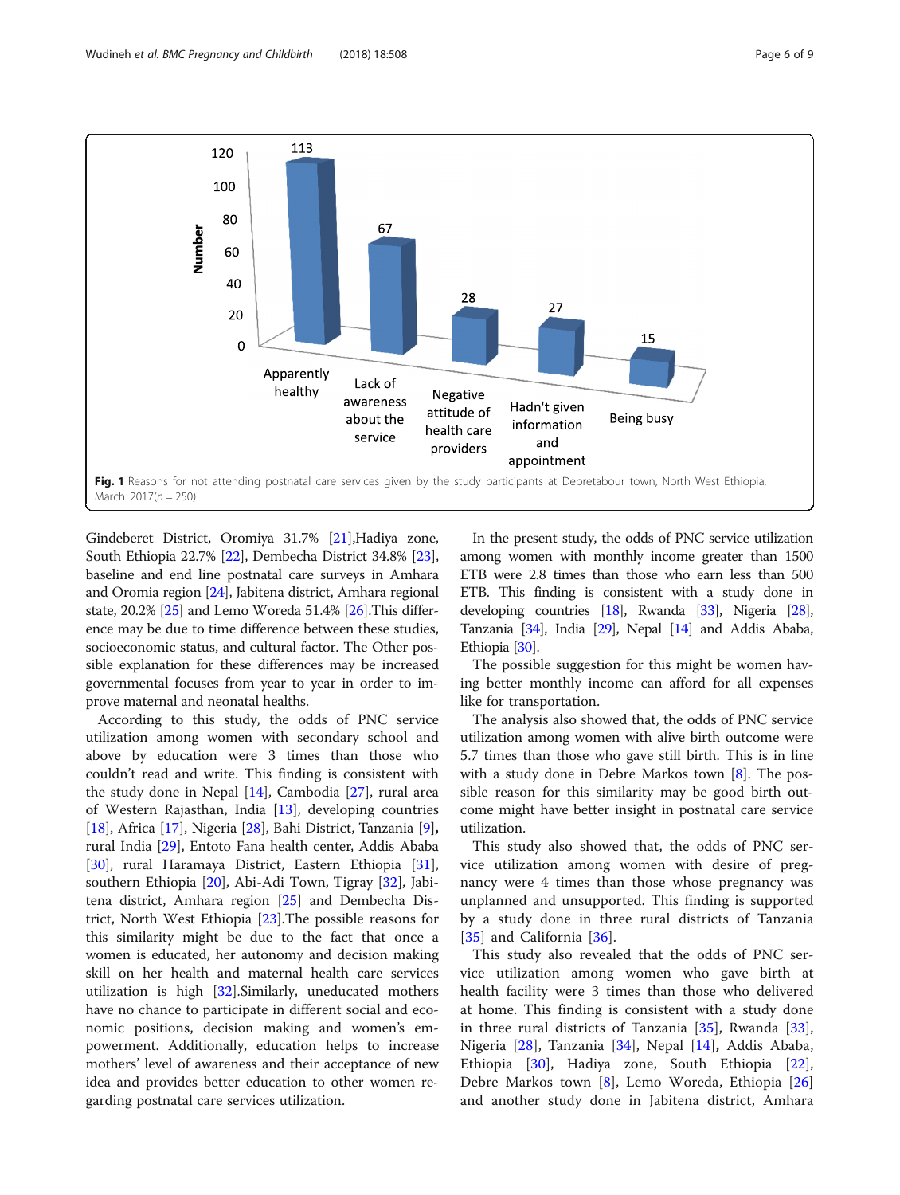Fig. 1 Reasons for not attending postnatal care services given by the study participants at Debretabour town, North West Ethiopia, March 2017(n = 250)

Gindeberet District, Oromiya 31.7% [21],Hadiya zone, South Ethiopia 22.7% [22], Dembecha District 34.8% [23], baseline and end line postnatal care surveys in Amhara and Oromia region [24], Jabitena district, Amhara regional state, 20.2% [25] and Lemo Woreda 51.4% [26].This difference may be due to time difference between these studies, socioeconomic status, and cultural factor. The Other possible explanation for these differences may be increased governmental focuses from year to year in order to improve maternal and neonatal healths.

According to this study, the odds of PNC service utilization among women with secondary school and above by education were 3 times than those who couldn't read and write. This finding is consistent with the study done in Nepal [14], Cambodia [27], rural area of Western Rajasthan, India [13], developing countries [18], Africa [17], Nigeria [28], Bahi District, Tanzania [9], rural India [29], Entoto Fana health center, Addis Ababa [30], rural Haramaya District, Eastern Ethiopia [31], southern Ethiopia [20], Abi-Adi Town, Tigray [32], Jabitena district, Amhara region [25] and Dembecha District, North West Ethiopia [23].The possible reasons for this similarity might be due to the fact that once a women is educated, her autonomy and decision making skill on her health and maternal health care services utilization is high [32].Similarly, uneducated mothers have no chance to participate in different social and economic positions, decision making and women's empowerment. Additionally, education helps to increase mothers' level of awareness and their acceptance of new idea and provides better education to other women regarding postnatal care services utilization.

In the present study, the odds of PNC service utilization among women with monthly income greater than 1500 ETB were 2.8 times than those who earn less than 500 ETB. This finding is consistent with a study done in developing countries [18], Rwanda [33], Nigeria [28], Tanzania [34], India [29], Nepal [14] and Addis Ababa, Ethiopia [30].

The possible suggestion for this might be women having better monthly income can afford for all expenses like for transportation.

The analysis also showed that, the odds of PNC service utilization among women with alive birth outcome were 5.7 times than those who gave still birth. This is in line with a study done in Debre Markos town [8]. The possible reason for this similarity may be good birth outcome might have better insight in postnatal care service utilization.

This study also showed that, the odds of PNC service utilization among women with desire of pregnancy were 4 times than those whose pregnancy was unplanned and unsupported. This finding is supported by a study done in three rural districts of Tanzania [35] and California [36].

This study also revealed that the odds of PNC service utilization among women who gave birth at health facility were 3 times than those who delivered at home. This finding is consistent with a study done in three rural districts of Tanzania [35], Rwanda [33], Nigeria [28], Tanzania [34], Nepal [14], Addis Ababa, Ethiopia [30], Hadiya zone, South Ethiopia [22], Debre Markos town [8], Lemo Woreda, Ethiopia [26] and another study done in Jabitena district, Amhara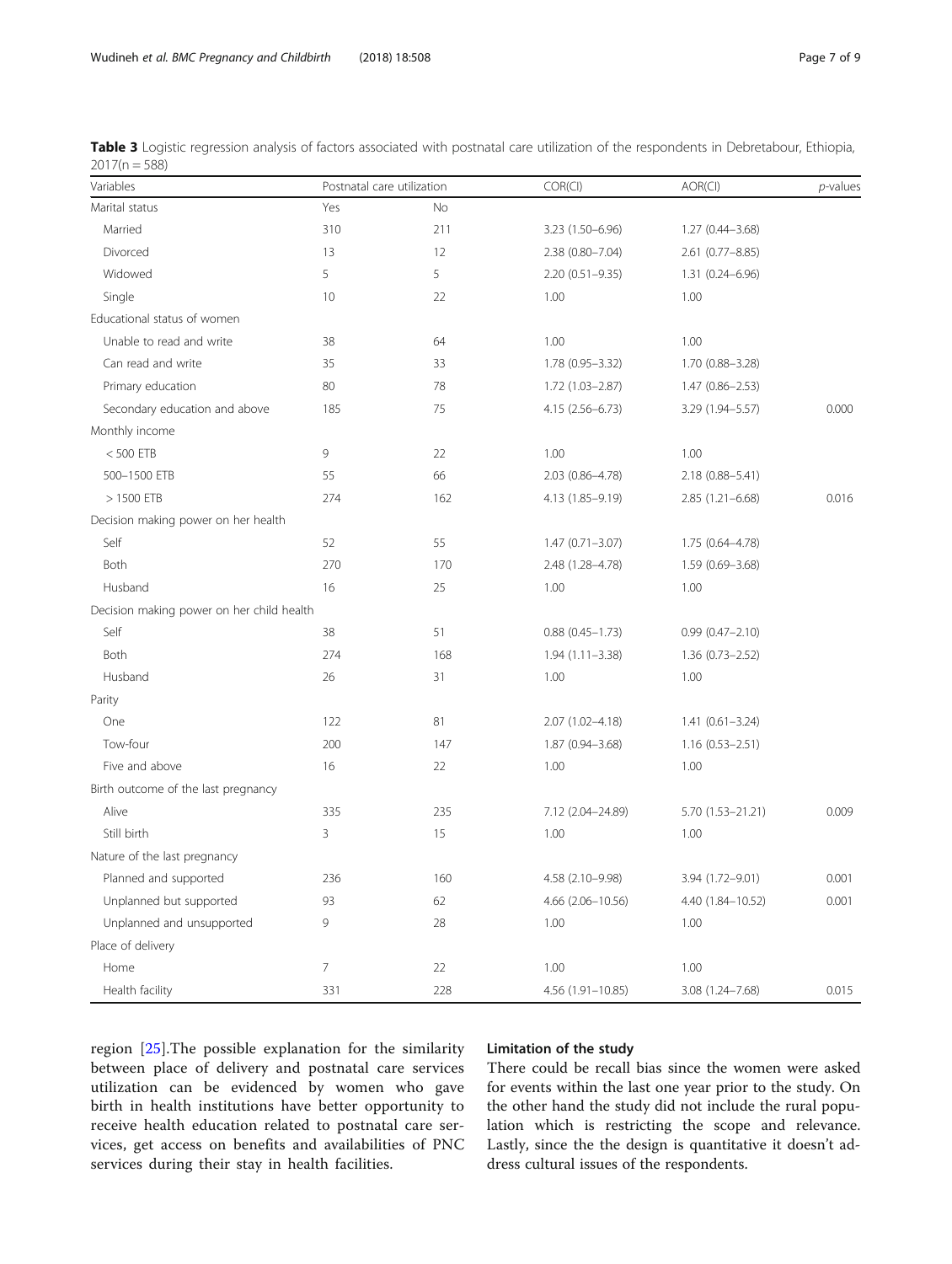**Table 3** Logistic regression analysis of factors associated with postnatal care utilization of the respondents in Debretabour, Ethiopia, 2017(n = 588)

| Variables | Postnatal care utilization | | COR(CI) | AOR(CI) | *p*-values |
|---|---|---|---|---|---|
| Marital status | Yes | No | | | |
| Married | 310 | 211 | 3.23 (1.50–6.96) | 1.27 (0.44–3.68) | |
| Divorced | 13 | 12 | 2.38 (0.80–7.04) | 2.61 (0.77–8.85) | |
| Widowed | 5 | 5 | 2.20 (0.51–9.35) | 1.31 (0.24–6.96) | |
| Single | 10 | 22 | 1.00 | 1.00 | |
| Educational status of women | | | | | |
| Unable to read and write | 38 | 64 | 1.00 | 1.00 | |
| Can read and write | 35 | 33 | 1.78 (0.95–3.32) | 1.70 (0.88–3.28) | |
| Primary education | 80 | 78 | 1.72 (1.03–2.87) | 1.47 (0.86–2.53) | |
| Secondary education and above | 185 | 75 | 4.15 (2.56–6.73) | 3.29 (1.94–5.57) | 0.000 |
| Monthly income | | | | | |
| < 500 ETB | 9 | 22 | 1.00 | 1.00 | |
| 500–1500 ETB | 55 | 66 | 2.03 (0.86–4.78) | 2.18 (0.88–5.41) | |
| > 1500 ETB | 274 | 162 | 4.13 (1.85–9.19) | 2.85 (1.21–6.68) | 0.016 |
| Decision making power on her health | | | | | |
| Self | 52 | 55 | 1.47 (0.71–3.07) | 1.75 (0.64–4.78) | |
| Both | 270 | 170 | 2.48 (1.28–4.78) | 1.59 (0.69–3.68) | |
| Husband | 16 | 25 | 1.00 | 1.00 | |
| Decision making power on her child health | | | | | |
| Self | 38 | 51 | 0.88 (0.45–1.73) | 0.99 (0.47–2.10) | |
| Both | 274 | 168 | 1.94 (1.11–3.38) | 1.36 (0.73–2.52) | |
| Husband | 26 | 31 | 1.00 | 1.00 | |
| Parity | | | | | |
| One | 122 | 81 | 2.07 (1.02–4.18) | 1.41 (0.61–3.24) | |
| Tow-four | 200 | 147 | 1.87 (0.94–3.68) | 1.16 (0.53–2.51) | |
| Five and above | 16 | 22 | 1.00 | 1.00 | |
| Birth outcome of the last pregnancy | | | | | |
| Alive | 335 | 235 | 7.12 (2.04–24.89) | 5.70 (1.53–21.21) | 0.009 |
| Still birth | 3 | 15 | 1.00 | 1.00 | |
| Nature of the last pregnancy | | | | | |
| Planned and supported | 236 | 160 | 4.58 (2.10–9.98) | 3.94 (1.72–9.01) | 0.001 |
| Unplanned but supported | 93 | 62 | 4.66 (2.06–10.56) | 4.40 (1.84–10.52) | 0.001 |
| Unplanned and unsupported | 9 | 28 | 1.00 | 1.00 | |
| Place of delivery | | | | | |
| Home | 7 | 22 | 1.00 | 1.00 | |
| Health facility | 331 | 228 | 4.56 (1.91–10.85) | 3.08 (1.24–7.68) | 0.015 |

region [25].The possible explanation for the similarity between place of delivery and postnatal care services utilization can be evidenced by women who gave birth in health institutions have better opportunity to receive health education related to postnatal care services, get access on benefits and availabilities of PNC services during their stay in health facilities.

## Limitation of the study

There could be recall bias since the women were asked for events within the last one year prior to the study. On the other hand the study did not include the rural population which is restricting the scope and relevance. Lastly, since the the design is quantitative it doesn't address cultural issues of the respondents.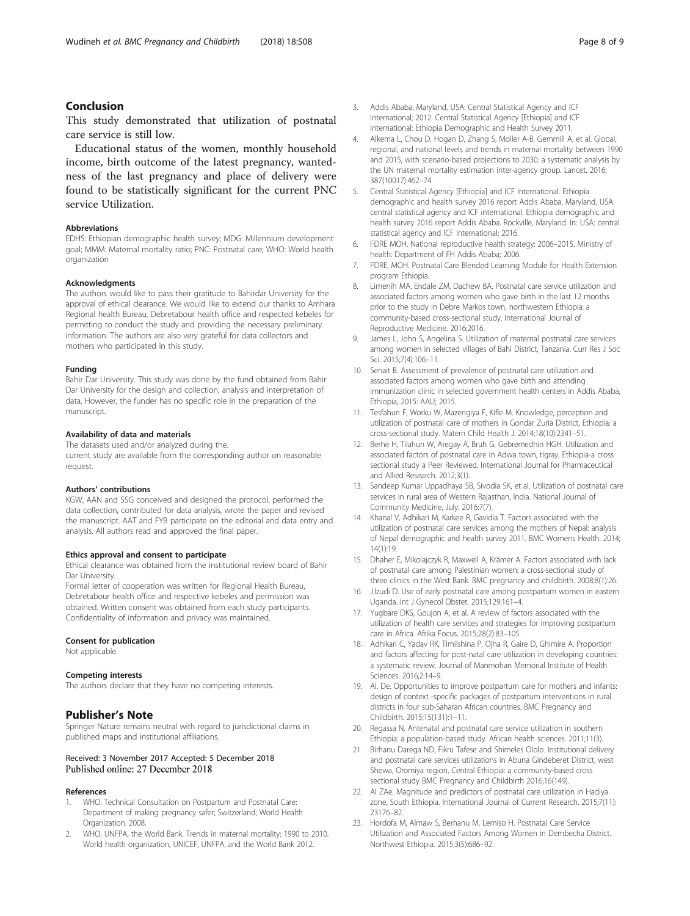## Conclusion

This study demonstrated that utilization of postnatal care service is still low.

Educational status of the women, monthly household income, birth outcome of the latest pregnancy, wantedness of the last pregnancy and place of delivery were found to be statistically significant for the current PNC service Utilization.

#### Abbreviations

EDHS: Ethiopian demographic health survey; MDG: Millennium development goal; MMM: Maternal mortality ratio; PNC: Postnatal care; WHO: World health organization

#### Acknowledgments

The authors would like to pass their gratitude to Bahirdar University for the approval of ethical clearance. We would like to extend our thanks to Amhara Regional health Bureau, Debretabour health office and respected kebeles for permitting to conduct the study and providing the necessary preliminary information. The authors are also very grateful for data collectors and mothers who participated in this study.

#### Funding

Bahir Dar University. This study was done by the fund obtained from Bahir Dar University for the design and collection, analysis and interpretation of data. However, the funder has no specific role in the preparation of the manuscript.

#### Availability of data and materials

The datasets used and/or analyzed during the.
current study are available from the corresponding author on reasonable request.

#### Authors' contributions

KGW, AAN and SSG conceived and designed the protocol, performed the data collection, contributed for data analysis, wrote the paper and revised the manuscript. AAT and FYB participate on the editorial and data entry and analysis. All authors read and approved the final paper.

#### Ethics approval and consent to participate

Ethical clearance was obtained from the institutional review board of Bahir Dar University.
Formal letter of cooperation was written for Regional Health Bureau, Debretabour health office and respective kebeles and permission was obtained. Written consent was obtained from each study participants. Confidentiality of information and privacy was maintained.

#### Consent for publication

Not applicable.

#### Competing interests

The authors declare that they have no competing interests.

## Publisher's Note

Springer Nature remains neutral with regard to jurisdictional claims in published maps and institutional affiliations.

Received: 3 November 2017 Accepted: 5 December 2018
Published online: 27 December 2018

#### References

1. WHO. Technical Consultation on Postpartum and Postnatal Care: Department of making pregnancy safer; Switzerland; World Health Organization. 2008.
2. WHO, UNFPA, the World Bank. Trends in maternal mortality: 1990 to 2010. World health organization, UNICEF, UNFPA, and the World Bank 2012.
3. Addis Ababa, Maryland, USA: Central Statistical Agency and ICF International; 2012. Central Statistical Agency [Ethiopia] and ICF International: Ethiopia Demographic and Health Survey 2011.
4. Alkema L, Chou D, Hogan D, Zhang S, Moller A-B, Gemmill A, et al. Global, regional, and national levels and trends in maternal mortality between 1990 and 2015, with scenario-based projections to 2030: a systematic analysis by the UN maternal mortality estimation inter-agency group. Lancet. 2016; 387(10017):462–74.
5. Central Statistical Agency [Ethiopia] and ICF International. Ethiopia demographic and health survey 2016 report Addis Ababa, Maryland, USA: central statistical agency and ICF international. Ethiopia demographic and health survey 2016 report Addis Ababa. Rockville, Maryland. In: USA: central statistical agency and ICF international; 2016.
6. FDRE MOH. National reproductive health strategy: 2006–2015. Ministry of health: Department of FH Addis Ababa; 2006.
7. FDRE, MOH. Postnatal Care Blended Learning Module for Health Extension program Ethiopia.
8. Limenih MA, Endale ZM, Dachew BA. Postnatal care service utilization and associated factors among women who gave birth in the last 12 months prior to the study in Debre Markos town, northwestern Ethiopia: a community-based cross-sectional study. International Journal of Reproductive Medicine. 2016;2016.
9. James L, John S, Angelina S. Utilization of maternal postnatal care services among women in selected villages of Bahi District, Tanzania. Curr Res J Soc Sci. 2015;7(4):106–11.
10. Senait B. Assessment of prevalence of postnatal care utilization and associated factors among women who gave birth and attending immunization clinic in selected government health centers in Addis Ababa, Ethiopia, 2015: AAU; 2015.
11. Tesfahun F, Worku W, Mazengiya F, Kifle M. Knowledge, perception and utilization of postnatal care of mothers in Gondar Zuria District, Ethiopia: a cross-sectional study. Matern Child Health J. 2014;18(10):2341–51.
12. Berhe H, Tilahun W, Aregay A, Bruh G, Gebremedhin HGH. Utilization and associated factors of postnatal care in Adwa town, tigray, Ethiopia-a cross sectional study a Peer Reviewed. International Journal for Pharmaceutical and Allied Research. 2012;3(1).
13. Sandeep Kumar Uppadhaya SB, Sivodia SK, et al. Utilization of postnatal care services in rural area of Western Rajasthan, India. National Journal of Community Medicine, July. 2016:7(7).
14. Khanal V, Adhikari M, Karkee R, Gavidia T. Factors associated with the utilization of postnatal care services among the mothers of Nepal: analysis of Nepal demographic and health survey 2011. BMC Womens Health. 2014; 14(1):19.
15. Dhaher E, Mikolajczyk R, Maxwell A, Krämer A. Factors associated with lack of postnatal care among Palestinian women: a cross-sectional study of three clinics in the West Bank. BMC pregnancy and childbirth. 2008;8(1):26.
16. J.Izudi D. Use of early postnatal care among postpartum women in eastern Uganda. Int J Gynecol Obstet. 2015;129:161–4.
17. Yugbare DKS, Goujon A, et al. A review of factors associated with the utilization of health care services and strategies for improving postpartum care in Africa. Afrika Focus. 2015;28(2):83–105.
18. Adhikari C, Yadav RK, Timilshina P, Ojha R, Gaire D, Ghimire A. Proportion and factors affecting for post-natal care utilization in developing countries: a systematic review. Journal of Manmohan Memorial Institute of Health Sciences. 2016;2:14–9.
19. Al. De. Opportunities to improve postpartum care for mothers and infants: design of context -specific packages of postpartum interventions in rural districts in four sub-Saharan African countries. BMC Pregnancy and Childbirth. 2015;15(131):1–11.
20. Regassa N. Antenatal and postnatal care service utilization in southern Ethiopia: a population-based study. African health sciences. 2011;11(3).
21. Birhanu Darega ND, Fikru Tafese and Shimeles Ololo. Institutional delivery and postnatal care services utilizations in Abuna Gindeberet District, west Shewa, Oromiya region, Central Ethiopia: a community-based cross sectional study BMC Pregnancy and Childbirth 2016;16(149).
22. Al ZAe. Magnitude and predictors of postnatal care utilization in Hadiya zone, South Ethiopia. International Journal of Current Research. 2015;7(11): 23176–82.
23. Hordofa M, Almaw S, Berhanu M, Lemiso H. Postnatal Care Service Utilization and Associated Factors Among Women in Dembecha District. Northwest Ethiopia. 2015;3(5):686–92.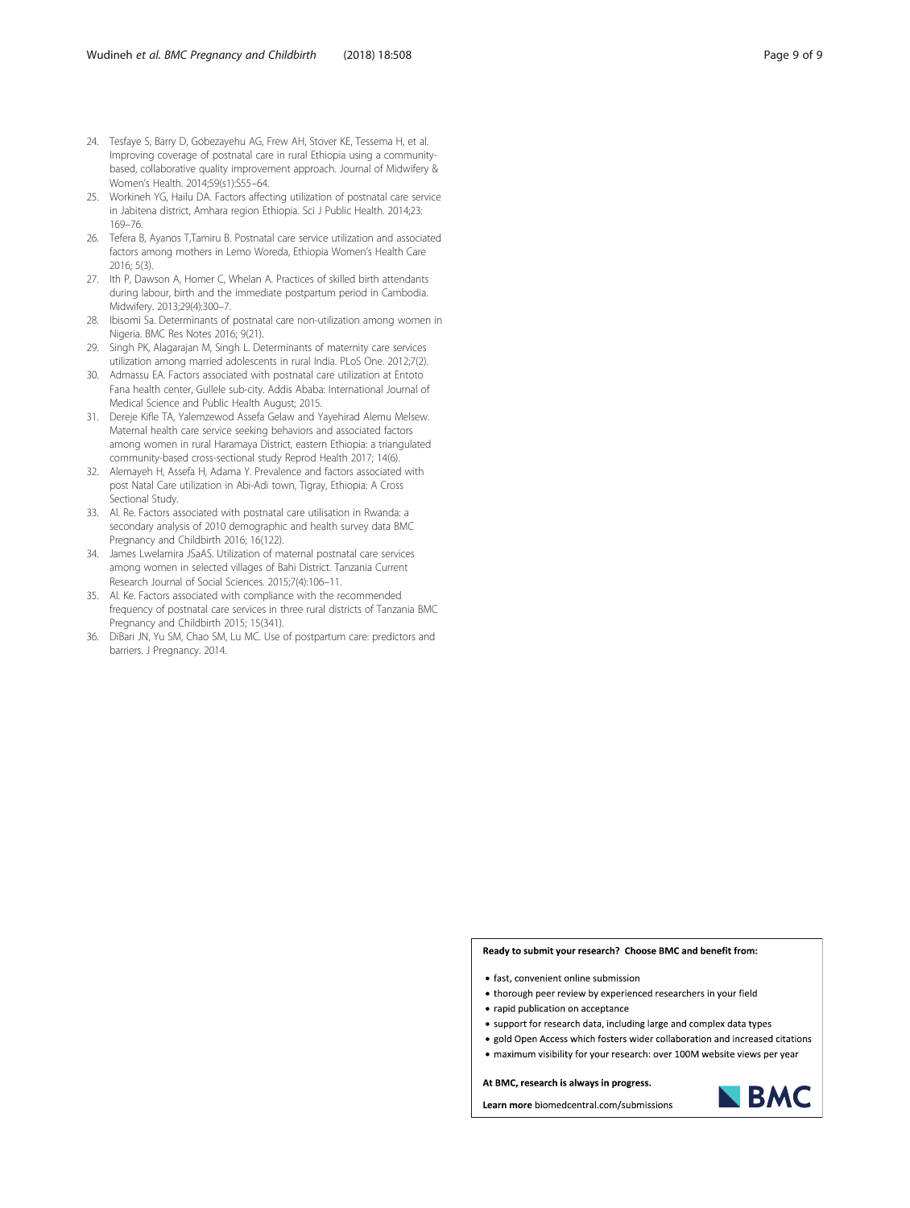24. Tesfaye S, Barry D, Gobezayehu AG, Frew AH, Stover KE, Tessema H, et al. Improving coverage of postnatal care in rural Ethiopia using a community-based, collaborative quality improvement approach. Journal of Midwifery & Women's Health. 2014;59(s1):S55–64.
25. Workineh YG, Hailu DA. Factors affecting utilization of postnatal care service in Jabitena district, Amhara region Ethiopia. Sci J Public Health. 2014;23: 169–76.
26. Tefera B, Ayanos T,Tamiru B. Postnatal care service utilization and associated factors among mothers in Lemo Woreda, Ethiopia Women's Health Care 2016; 5(3).
27. Ith P, Dawson A, Homer C, Whelan A. Practices of skilled birth attendants during labour, birth and the immediate postpartum period in Cambodia. Midwifery. 2013;29(4):300–7.
28. Ibisomi Sa. Determinants of postnatal care non-utilization among women in Nigeria. BMC Res Notes 2016; 9(21).
29. Singh PK, Alagarajan M, Singh L. Determinants of maternity care services utilization among married adolescents in rural India. PLoS One. 2012;7(2).
30. Admassu EA. Factors associated with postnatal care utilization at Entoto Fana health center, Gullele sub-city. Addis Ababa: International Journal of Medical Science and Public Health August; 2015.
31. Dereje Kifle TA, Yalemzewod Assefa Gelaw and Yayehirad Alemu Melsew. Maternal health care service seeking behaviors and associated factors among women in rural Haramaya District, eastern Ethiopia: a triangulated community-based cross-sectional study Reprod Health 2017; 14(6).
32. Alemayeh H, Assefa H, Adama Y. Prevalence and factors associated with post Natal Care utilization in Abi-Adi town, Tigray, Ethiopia: A Cross Sectional Study.
33. Al. Re. Factors associated with postnatal care utilisation in Rwanda: a secondary analysis of 2010 demographic and health survey data BMC Pregnancy and Childbirth 2016; 16(122).
34. James Lwelamira JSaAS. Utilization of maternal postnatal care services among women in selected villages of Bahi District. Tanzania Current Research Journal of Social Sciences. 2015;7(4):106–11.
35. Al. Ke. Factors associated with compliance with the recommended frequency of postnatal care services in three rural districts of Tanzania BMC Pregnancy and Childbirth 2015; 15(341).
36. DiBari JN, Yu SM, Chao SM, Lu MC. Use of postpartum care: predictors and barriers. J Pregnancy. 2014.

**Ready to submit your research? Choose BMC and benefit from:**

- fast, convenient online submission
- thorough peer review by experienced researchers in your field
- rapid publication on acceptance
- support for research data, including large and complex data types
- gold Open Access which fosters wider collaboration and increased citations
- maximum visibility for your research: over 100M website views per year

**At BMC, research is always in progress.**

**Learn more** biomedcentral.com/submissions

BMC